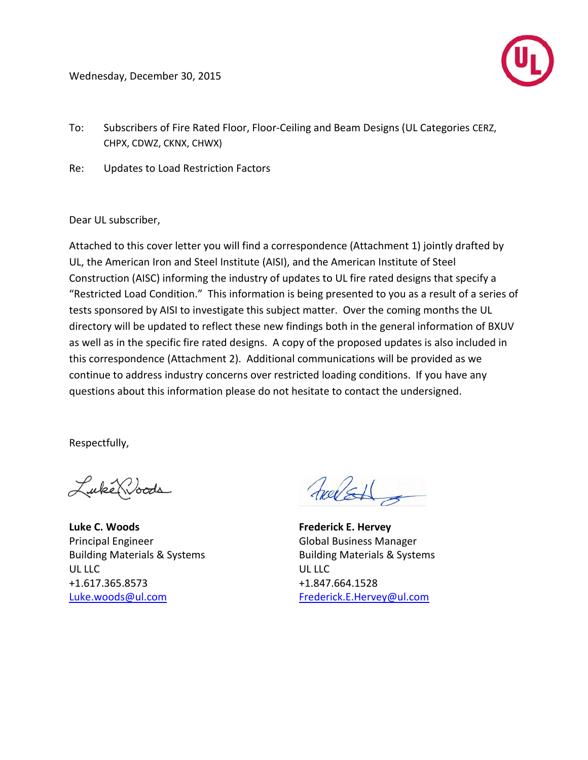Wednesday, December 30, 2015

To: Subscribers of Fire Rated Floor, Floor-Ceiling and Beam Designs (UL Categories CERZ, CHPX, CDWZ, CKNX, CHWX)

Re: Updates to Load Restriction Factors

Dear UL subscriber,

Attached to this cover letter you will find a correspondence (Attachment 1) jointly drafted by UL, the American Iron and Steel Institute (AISI), and the American Institute of Steel Construction (AISC) informing the industry of updates to UL fire rated designs that specify a "Restricted Load Condition." This information is being presented to you as a result of a series of tests sponsored by AISI to investigate this subject matter. Over the coming months the UL directory will be updated to reflect these new findings both in the general information of BXUV as well as in the specific fire rated designs. A copy of the proposed updates is also included in this correspondence (Attachment 2). Additional communications will be provided as we continue to address industry concerns over restricted loading conditions. If you have any questions about this information please do not hesitate to contact the undersigned.

Respectfully,

**Luke C. Woods**
Principal Engineer
Building Materials & Systems
UL LLC
+1.617.365.8573
Luke.woods@ul.com

**Frederick E. Hervey**
Global Business Manager
Building Materials & Systems
UL LLC
+1.847.664.1528
Frederick.E.Hervey@ul.com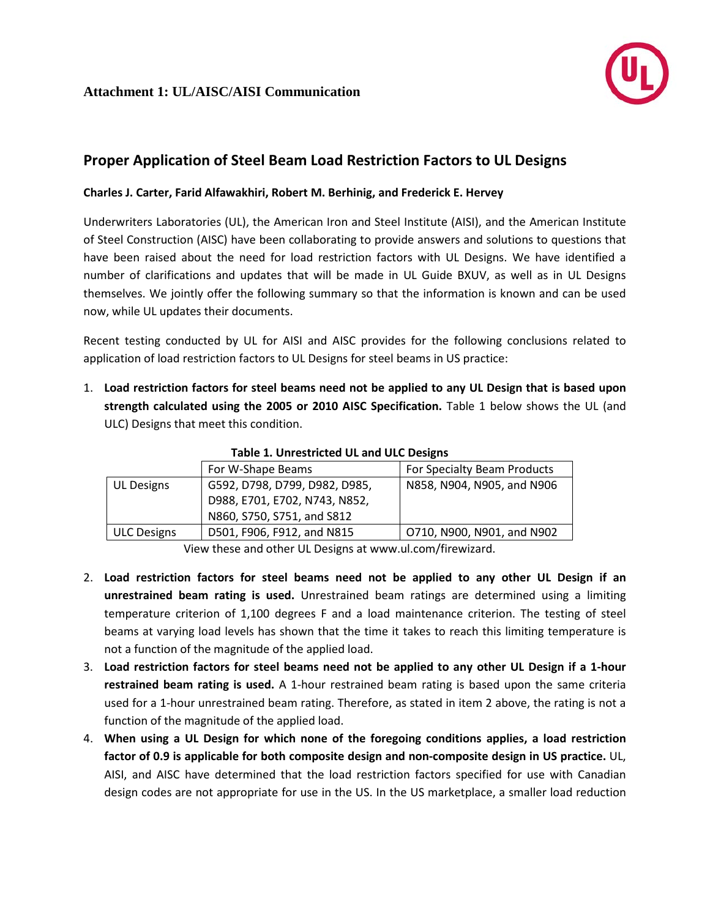**Attachment 1: UL/AISC/AISI Communication**

## Proper Application of Steel Beam Load Restriction Factors to UL Designs

**Charles J. Carter, Farid Alfawakhiri, Robert M. Berhinig, and Frederick E. Hervey**

Underwriters Laboratories (UL), the American Iron and Steel Institute (AISI), and the American Institute of Steel Construction (AISC) have been collaborating to provide answers and solutions to questions that have been raised about the need for load restriction factors with UL Designs. We have identified a number of clarifications and updates that will be made in UL Guide BXUV, as well as in UL Designs themselves. We jointly offer the following summary so that the information is known and can be used now, while UL updates their documents.

Recent testing conducted by UL for AISI and AISC provides for the following conclusions related to application of load restriction factors to UL Designs for steel beams in US practice:

1. **Load restriction factors for steel beams need not be applied to any UL Design that is based upon strength calculated using the 2005 or 2010 AISC Specification.** Table 1 below shows the UL (and ULC) Designs that meet this condition.

**Table 1. Unrestricted UL and ULC Designs**

| | For W-Shape Beams | For Specialty Beam Products |
|---|---|---|
| UL Designs | G592, D798, D799, D982, D985, D988, E701, E702, N743, N852, N860, S750, S751, and S812 | N858, N904, N905, and N906 |
| ULC Designs | D501, F906, F912, and N815 | O710, N900, N901, and N902 |

View these and other UL Designs at www.ul.com/firewizard.

2. **Load restriction factors for steel beams need not be applied to any other UL Design if an unrestrained beam rating is used.** Unrestrained beam ratings are determined using a limiting temperature criterion of 1,100 degrees F and a load maintenance criterion. The testing of steel beams at varying load levels has shown that the time it takes to reach this limiting temperature is not a function of the magnitude of the applied load.
3. **Load restriction factors for steel beams need not be applied to any other UL Design if a 1-hour restrained beam rating is used.** A 1-hour restrained beam rating is based upon the same criteria used for a 1-hour unrestrained beam rating. Therefore, as stated in item 2 above, the rating is not a function of the magnitude of the applied load.
4. **When using a UL Design for which none of the foregoing conditions applies, a load restriction factor of 0.9 is applicable for both composite design and non-composite design in US practice.** UL, AISI, and AISC have determined that the load restriction factors specified for use with Canadian design codes are not appropriate for use in the US. In the US marketplace, a smaller load reduction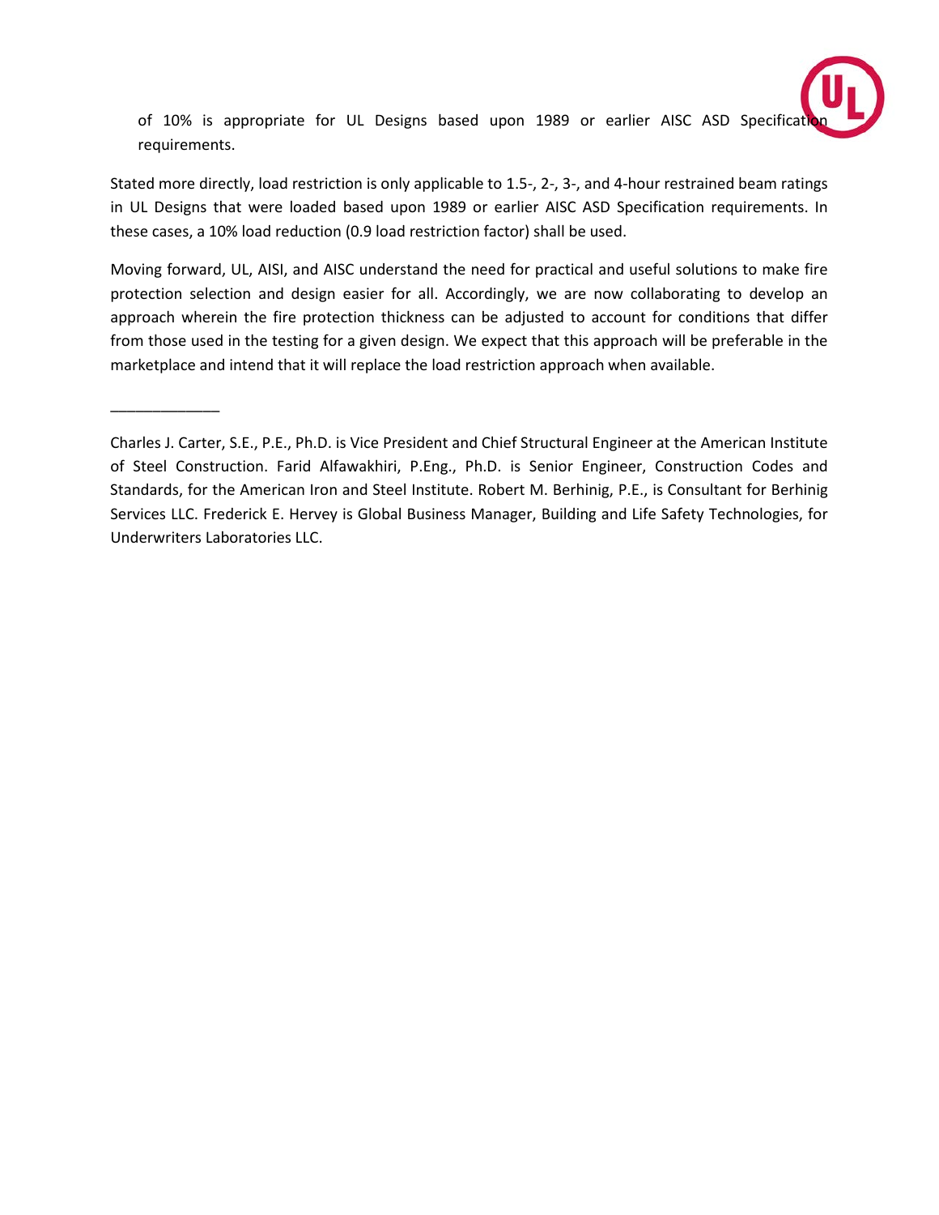of 10% is appropriate for UL Designs based upon 1989 or earlier AISC ASD Specification requirements.

Stated more directly, load restriction is only applicable to 1.5-, 2-, 3-, and 4-hour restrained beam ratings in UL Designs that were loaded based upon 1989 or earlier AISC ASD Specification requirements. In these cases, a 10% load reduction (0.9 load restriction factor) shall be used.

Moving forward, UL, AISI, and AISC understand the need for practical and useful solutions to make fire protection selection and design easier for all. Accordingly, we are now collaborating to develop an approach wherein the fire protection thickness can be adjusted to account for conditions that differ from those used in the testing for a given design. We expect that this approach will be preferable in the marketplace and intend that it will replace the load restriction approach when available.

---

Charles J. Carter, S.E., P.E., Ph.D. is Vice President and Chief Structural Engineer at the American Institute of Steel Construction. Farid Alfawakhiri, P.Eng., Ph.D. is Senior Engineer, Construction Codes and Standards, for the American Iron and Steel Institute. Robert M. Berhinig, P.E., is Consultant for Berhinig Services LLC. Frederick E. Hervey is Global Business Manager, Building and Life Safety Technologies, for Underwriters Laboratories LLC.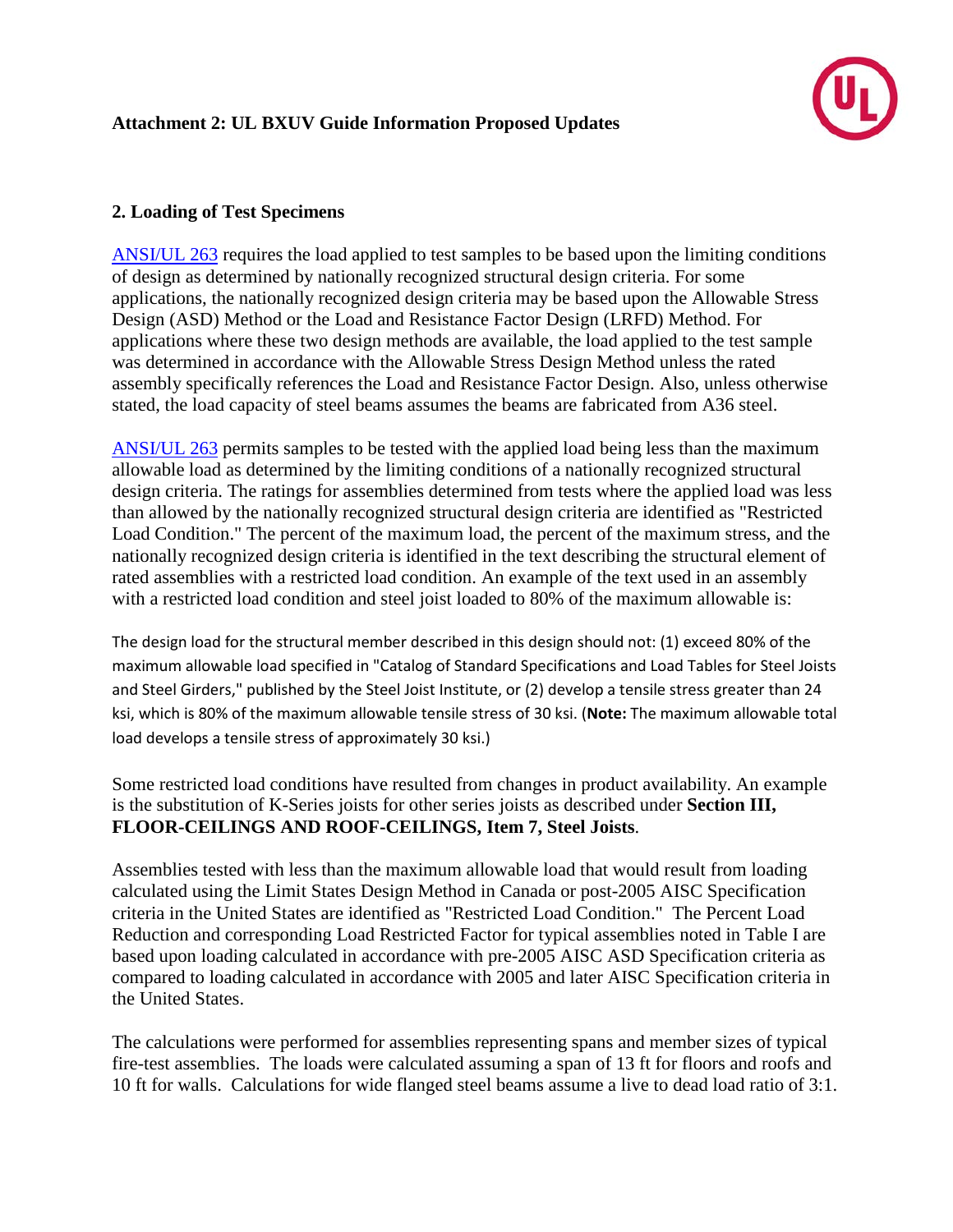**Attachment 2: UL BXUV Guide Information Proposed Updates**

## 2. Loading of Test Specimens

ANSI/UL 263 requires the load applied to test samples to be based upon the limiting conditions of design as determined by nationally recognized structural design criteria. For some applications, the nationally recognized design criteria may be based upon the Allowable Stress Design (ASD) Method or the Load and Resistance Factor Design (LRFD) Method. For applications where these two design methods are available, the load applied to the test sample was determined in accordance with the Allowable Stress Design Method unless the rated assembly specifically references the Load and Resistance Factor Design. Also, unless otherwise stated, the load capacity of steel beams assumes the beams are fabricated from A36 steel.

ANSI/UL 263 permits samples to be tested with the applied load being less than the maximum allowable load as determined by the limiting conditions of a nationally recognized structural design criteria. The ratings for assemblies determined from tests where the applied load was less than allowed by the nationally recognized structural design criteria are identified as "Restricted Load Condition." The percent of the maximum load, the percent of the maximum stress, and the nationally recognized design criteria is identified in the text describing the structural element of rated assemblies with a restricted load condition. An example of the text used in an assembly with a restricted load condition and steel joist loaded to 80% of the maximum allowable is:

The design load for the structural member described in this design should not: (1) exceed 80% of the maximum allowable load specified in "Catalog of Standard Specifications and Load Tables for Steel Joists and Steel Girders," published by the Steel Joist Institute, or (2) develop a tensile stress greater than 24 ksi, which is 80% of the maximum allowable tensile stress of 30 ksi. (**Note:** The maximum allowable total load develops a tensile stress of approximately 30 ksi.)

Some restricted load conditions have resulted from changes in product availability. An example is the substitution of K-Series joists for other series joists as described under **Section III, FLOOR-CEILINGS AND ROOF-CEILINGS, Item 7, Steel Joists**.

Assemblies tested with less than the maximum allowable load that would result from loading calculated using the Limit States Design Method in Canada or post-2005 AISC Specification criteria in the United States are identified as "Restricted Load Condition." The Percent Load Reduction and corresponding Load Restricted Factor for typical assemblies noted in Table I are based upon loading calculated in accordance with pre-2005 AISC ASD Specification criteria as compared to loading calculated in accordance with 2005 and later AISC Specification criteria in the United States.

The calculations were performed for assemblies representing spans and member sizes of typical fire-test assemblies. The loads were calculated assuming a span of 13 ft for floors and roofs and 10 ft for walls. Calculations for wide flanged steel beams assume a live to dead load ratio of 3:1.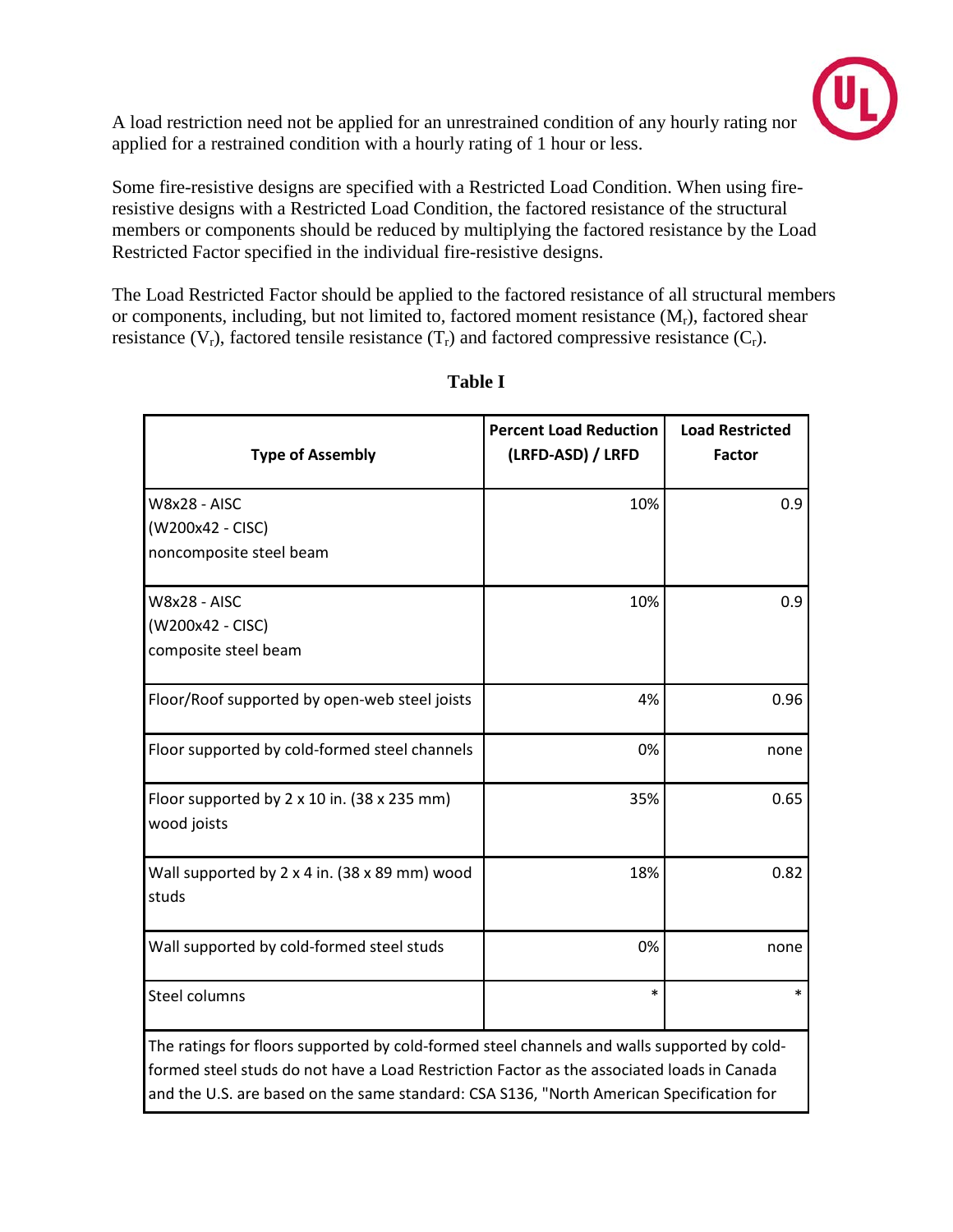A load restriction need not be applied for an unrestrained condition of any hourly rating nor applied for a restrained condition with a hourly rating of 1 hour or less.

Some fire-resistive designs are specified with a Restricted Load Condition. When using fire-resistive designs with a Restricted Load Condition, the factored resistance of the structural members or components should be reduced by multiplying the factored resistance by the Load Restricted Factor specified in the individual fire-resistive designs.

The Load Restricted Factor should be applied to the factored resistance of all structural members or components, including, but not limited to, factored moment resistance ($M_r$), factored shear resistance ($V_r$), factored tensile resistance ($T_r$) and factored compressive resistance ($C_r$).

**Table I**

| Type of Assembly | Percent Load Reduction (LRFD-ASD) / LRFD | Load Restricted Factor |
|---|---|---|
| W8x28 - AISC<br>(W200x42 - CISC)<br>noncomposite steel beam | 10% | 0.9 |
| W8x28 - AISC<br>(W200x42 - CISC)<br>composite steel beam | 10% | 0.9 |
| Floor/Roof supported by open-web steel joists | 4% | 0.96 |
| Floor supported by cold-formed steel channels | 0% | none |
| Floor supported by 2 x 10 in. (38 x 235 mm) wood joists | 35% | 0.65 |
| Wall supported by 2 x 4 in. (38 x 89 mm) wood studs | 18% | 0.82 |
| Wall supported by cold-formed steel studs | 0% | none |
| Steel columns | * | * |
| The ratings for floors supported by cold-formed steel channels and walls supported by cold-formed steel studs do not have a Load Restriction Factor as the associated loads in Canada and the U.S. are based on the same standard: CSA S136, "North American Specification for | | |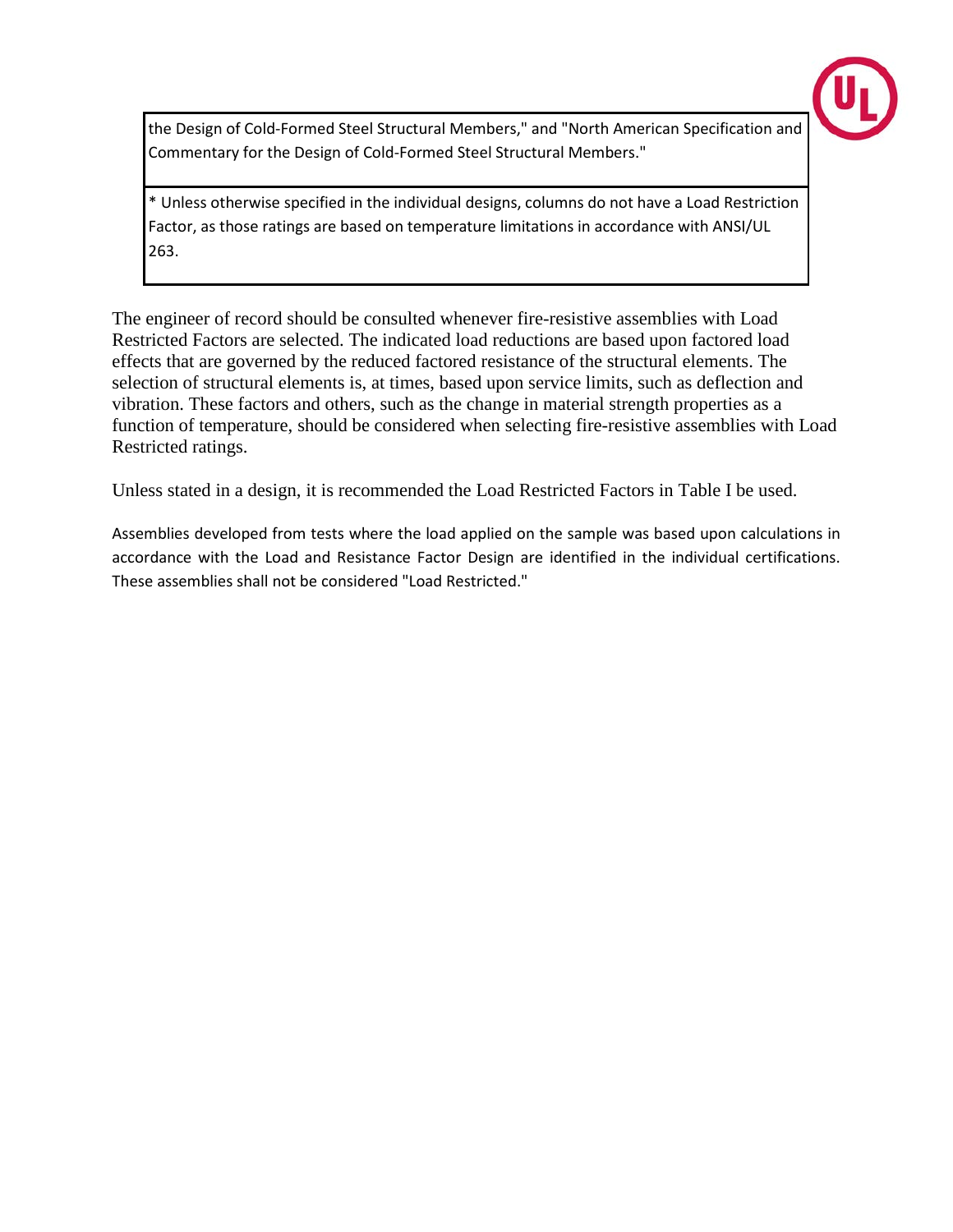| |
|---|
| the Design of Cold-Formed Steel Structural Members," and "North American Specification and Commentary for the Design of Cold-Formed Steel Structural Members." |
| * Unless otherwise specified in the individual designs, columns do not have a Load Restriction Factor, as those ratings are based on temperature limitations in accordance with ANSI/UL 263. |

The engineer of record should be consulted whenever fire-resistive assemblies with Load Restricted Factors are selected. The indicated load reductions are based upon factored load effects that are governed by the reduced factored resistance of the structural elements. The selection of structural elements is, at times, based upon service limits, such as deflection and vibration. These factors and others, such as the change in material strength properties as a function of temperature, should be considered when selecting fire-resistive assemblies with Load Restricted ratings.

Unless stated in a design, it is recommended the Load Restricted Factors in Table I be used.

Assemblies developed from tests where the load applied on the sample was based upon calculations in accordance with the Load and Resistance Factor Design are identified in the individual certifications. These assemblies shall not be considered "Load Restricted."